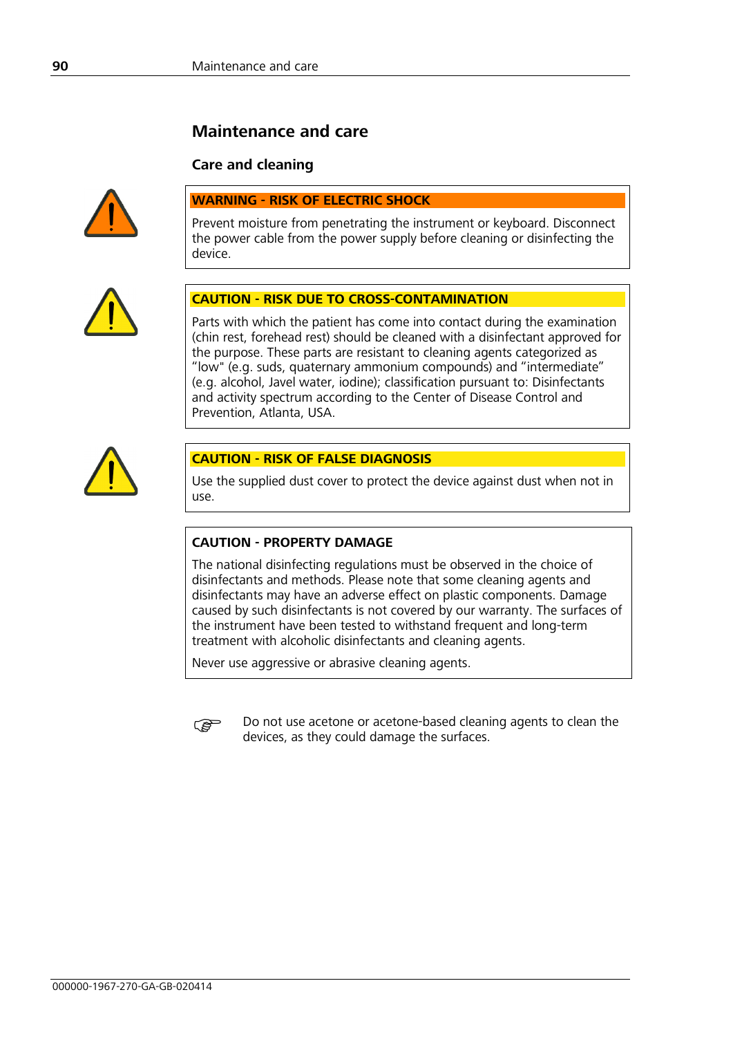# Maintenance and care

## Care and cleaning

**WARNING - RISK OF ELECTRIC SHOCK**

Prevent moisture from penetrating the instrument or keyboard. Disconnect the power cable from the power supply before cleaning or disinfecting the device.

**CAUTION - RISK DUE TO CROSS-CONTAMINATION**

Parts with which the patient has come into contact during the examination (chin rest, forehead rest) should be cleaned with a disinfectant approved for the purpose. These parts are resistant to cleaning agents categorized as "low" (e.g. suds, quaternary ammonium compounds) and "intermediate" (e.g. alcohol, Javel water, iodine); classification pursuant to: Disinfectants and activity spectrum according to the Center of Disease Control and Prevention, Atlanta, USA.

**CAUTION - RISK OF FALSE DIAGNOSIS**

Use the supplied dust cover to protect the device against dust when not in use.

**CAUTION - PROPERTY DAMAGE**

The national disinfecting regulations must be observed in the choice of disinfectants and methods. Please note that some cleaning agents and disinfectants may have an adverse effect on plastic components. Damage caused by such disinfectants is not covered by our warranty. The surfaces of the instrument have been tested to withstand frequent and long-term treatment with alcoholic disinfectants and cleaning agents.

Never use aggressive or abrasive cleaning agents.

☞ Do not use acetone or acetone-based cleaning agents to clean the devices, as they could damage the surfaces.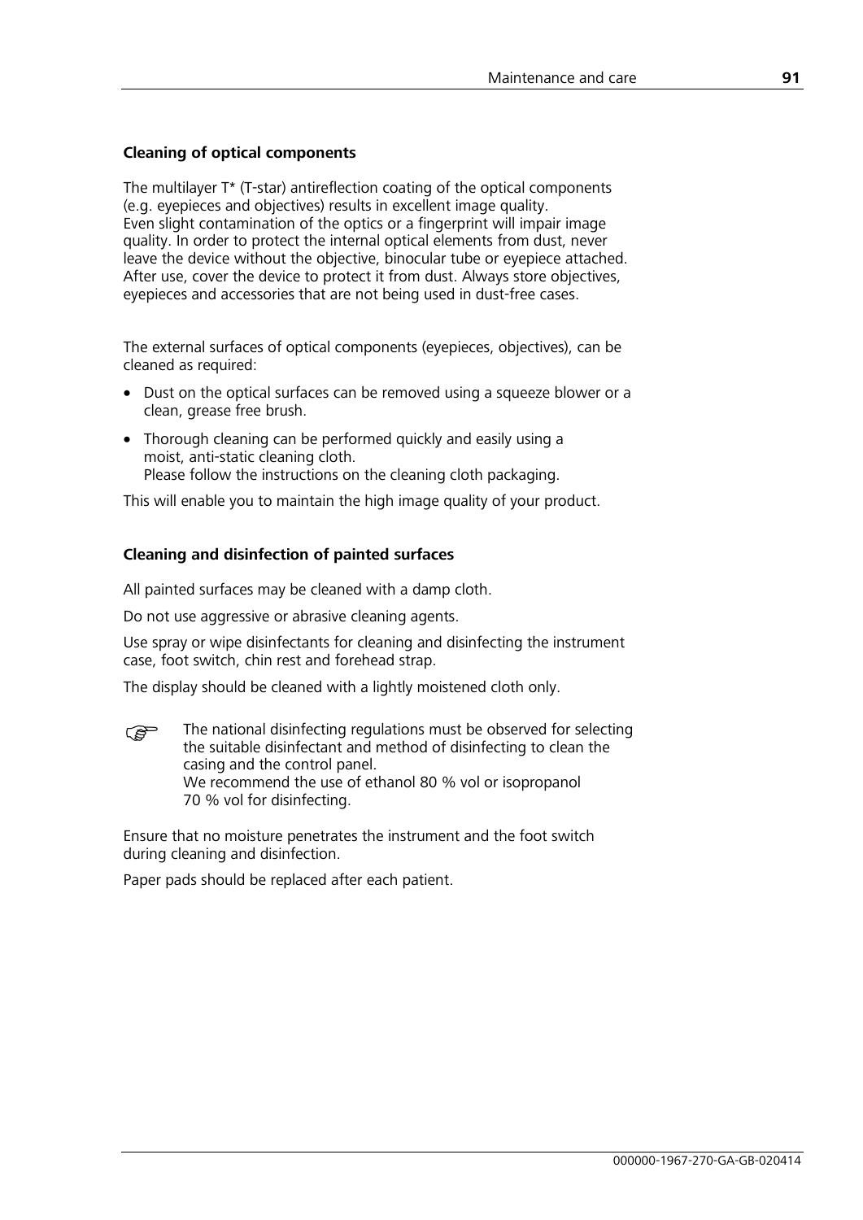### Cleaning of optical components

The multilayer T* (T-star) antireflection coating of the optical components (e.g. eyepieces and objectives) results in excellent image quality. Even slight contamination of the optics or a fingerprint will impair image quality. In order to protect the internal optical elements from dust, never leave the device without the objective, binocular tube or eyepiece attached. After use, cover the device to protect it from dust. Always store objectives, eyepieces and accessories that are not being used in dust-free cases.

The external surfaces of optical components (eyepieces, objectives), can be cleaned as required:

- Dust on the optical surfaces can be removed using a squeeze blower or a clean, grease free brush.
- Thorough cleaning can be performed quickly and easily using a moist, anti-static cleaning cloth.
  Please follow the instructions on the cleaning cloth packaging.

This will enable you to maintain the high image quality of your product.

### Cleaning and disinfection of painted surfaces

All painted surfaces may be cleaned with a damp cloth.

Do not use aggressive or abrasive cleaning agents.

Use spray or wipe disinfectants for cleaning and disinfecting the instrument case, foot switch, chin rest and forehead strap.

The display should be cleaned with a lightly moistened cloth only.

☞ The national disinfecting regulations must be observed for selecting the suitable disinfectant and method of disinfecting to clean the casing and the control panel.
We recommend the use of ethanol 80 % vol or isopropanol 70 % vol for disinfecting.

Ensure that no moisture penetrates the instrument and the foot switch during cleaning and disinfection.

Paper pads should be replaced after each patient.